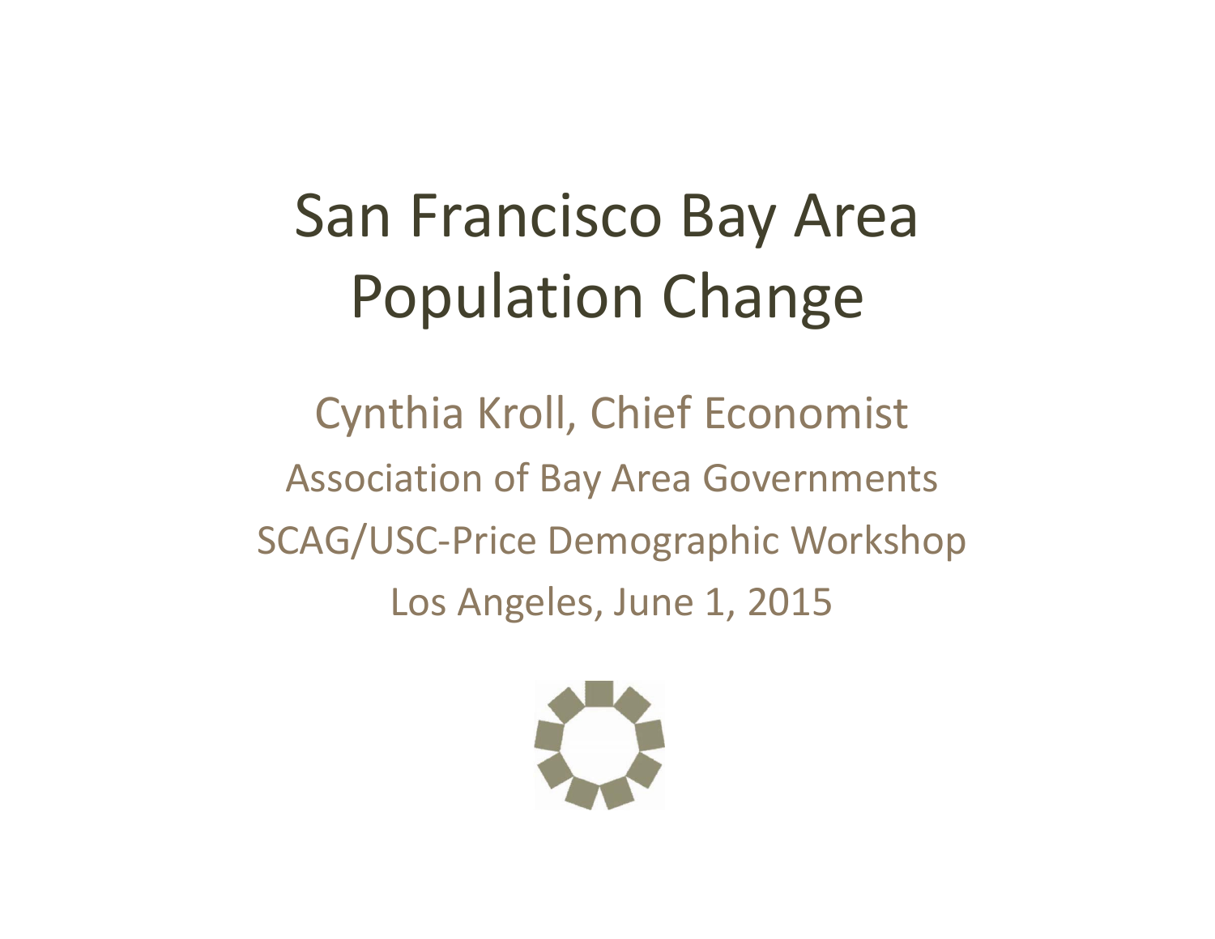# San Francisco Bay Area Population Change

Cynthia Kroll, Chief Economist

Association of Bay Area Governments

SCAG/USC-Price Demographic Workshop

Los Angeles, June 1, 2015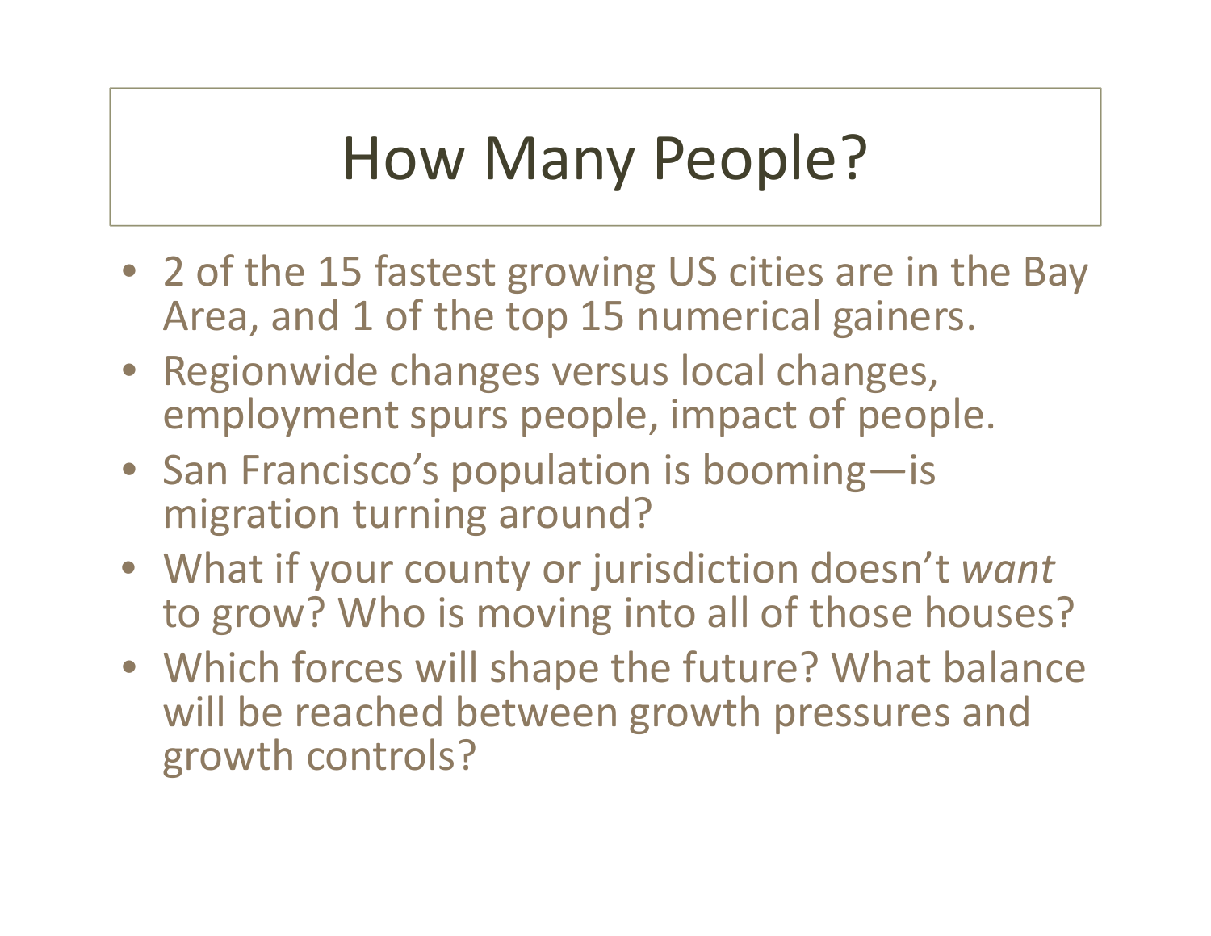# How Many People?

- 2 of the 15 fastest growing US cities are in the Bay Area, and 1 of the top 15 numerical gainers.
- Regionwide changes versus local changes, employment spurs people, impact of people.
- San Francisco's population is booming—is migration turning around?
- What if your county or jurisdiction doesn't *want* to grow? Who is moving into all of those houses?
- Which forces will shape the future? What balance will be reached between growth pressures and growth controls?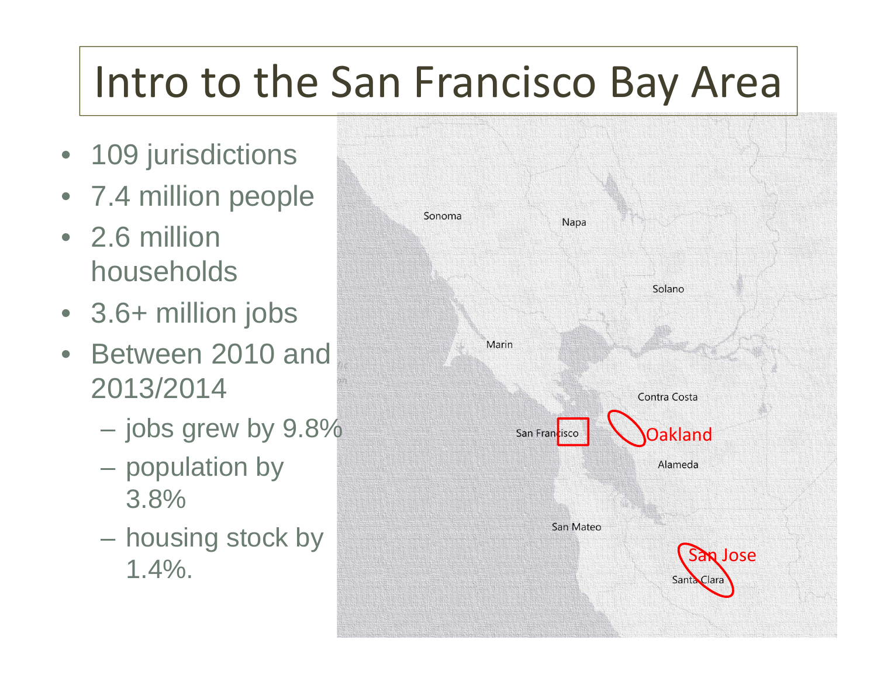# Intro to the San Francisco Bay Area

- 109 jurisdictions
- 7.4 million people
- 2.6 million households
- 3.6+ million jobs
- Between 2010 and 2013/2014
  - jobs grew by 9.8%
  - population by 3.8%
  - housing stock by 1.4%.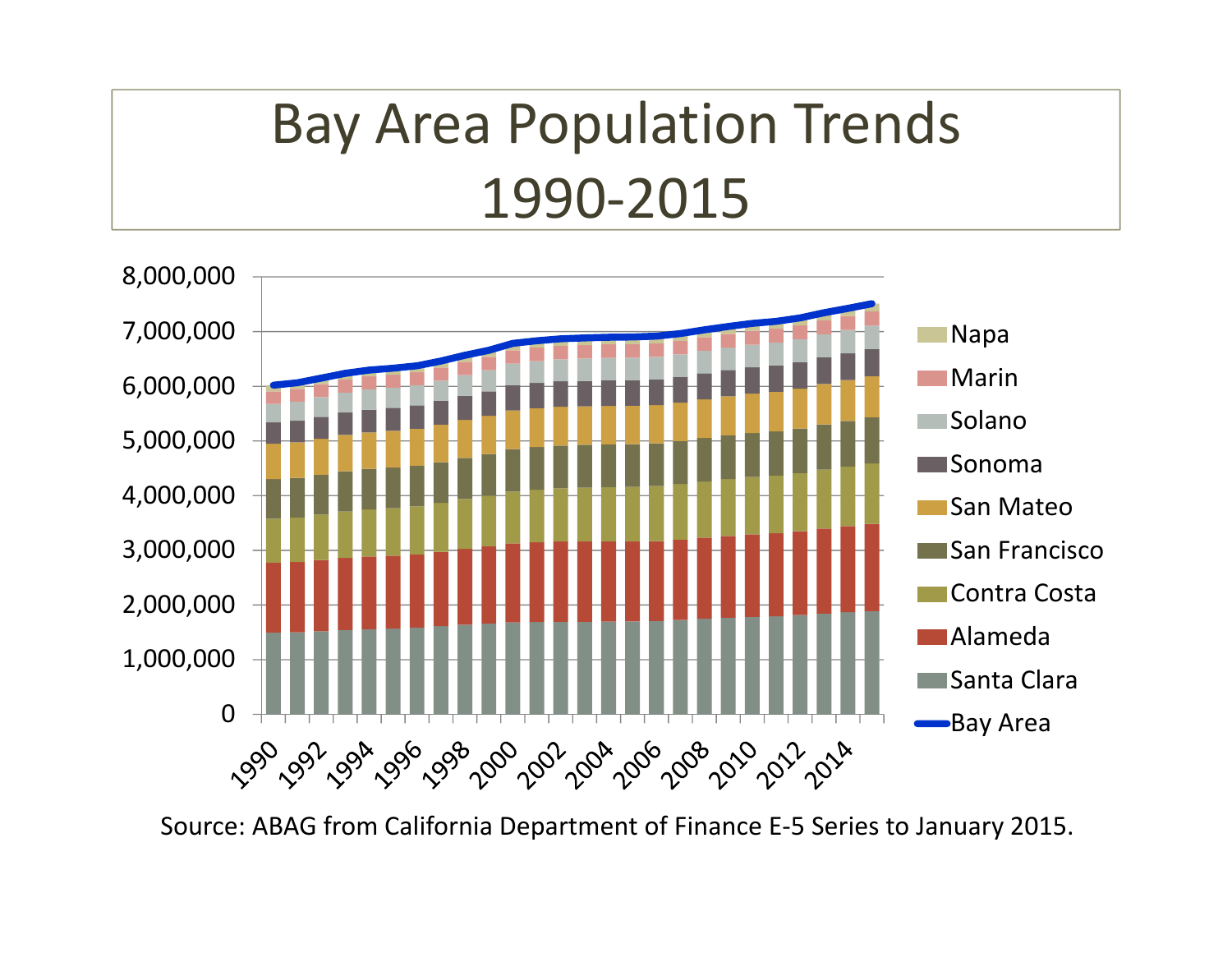# Bay Area Population Trends 1990-2015

Source: ABAG from California Department of Finance E-5 Series to January 2015.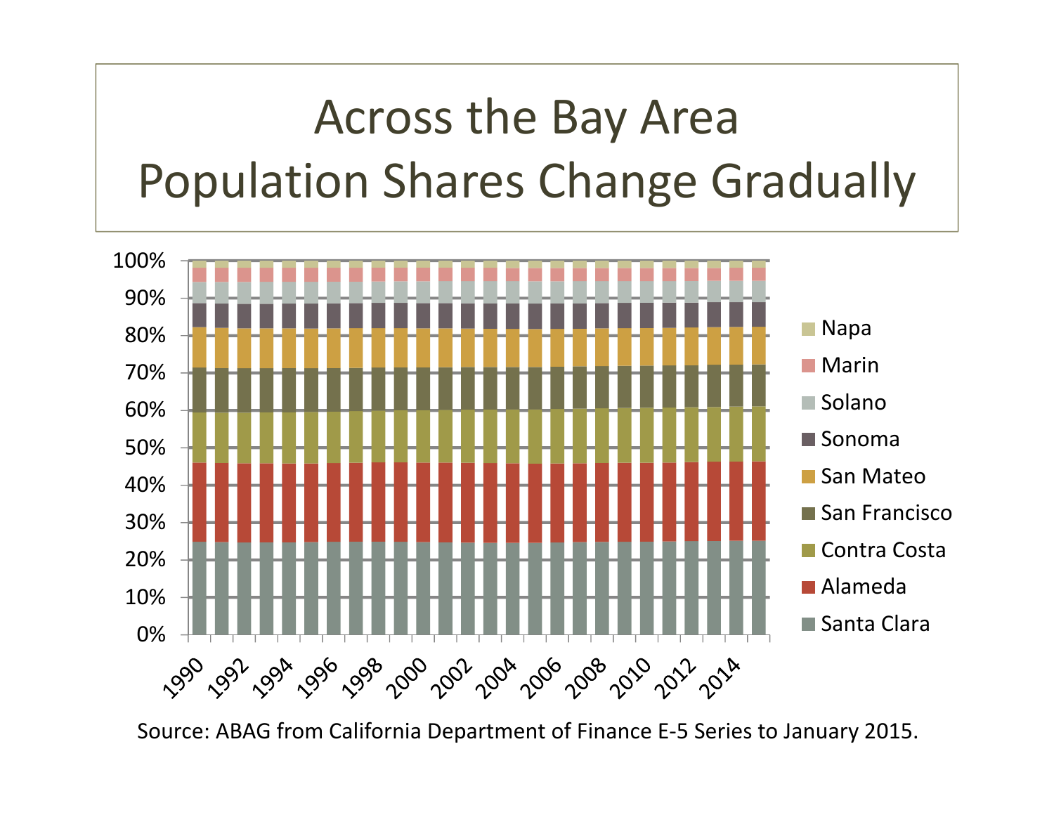# Across the Bay Area Population Shares Change Gradually

Source: ABAG from California Department of Finance E-5 Series to January 2015.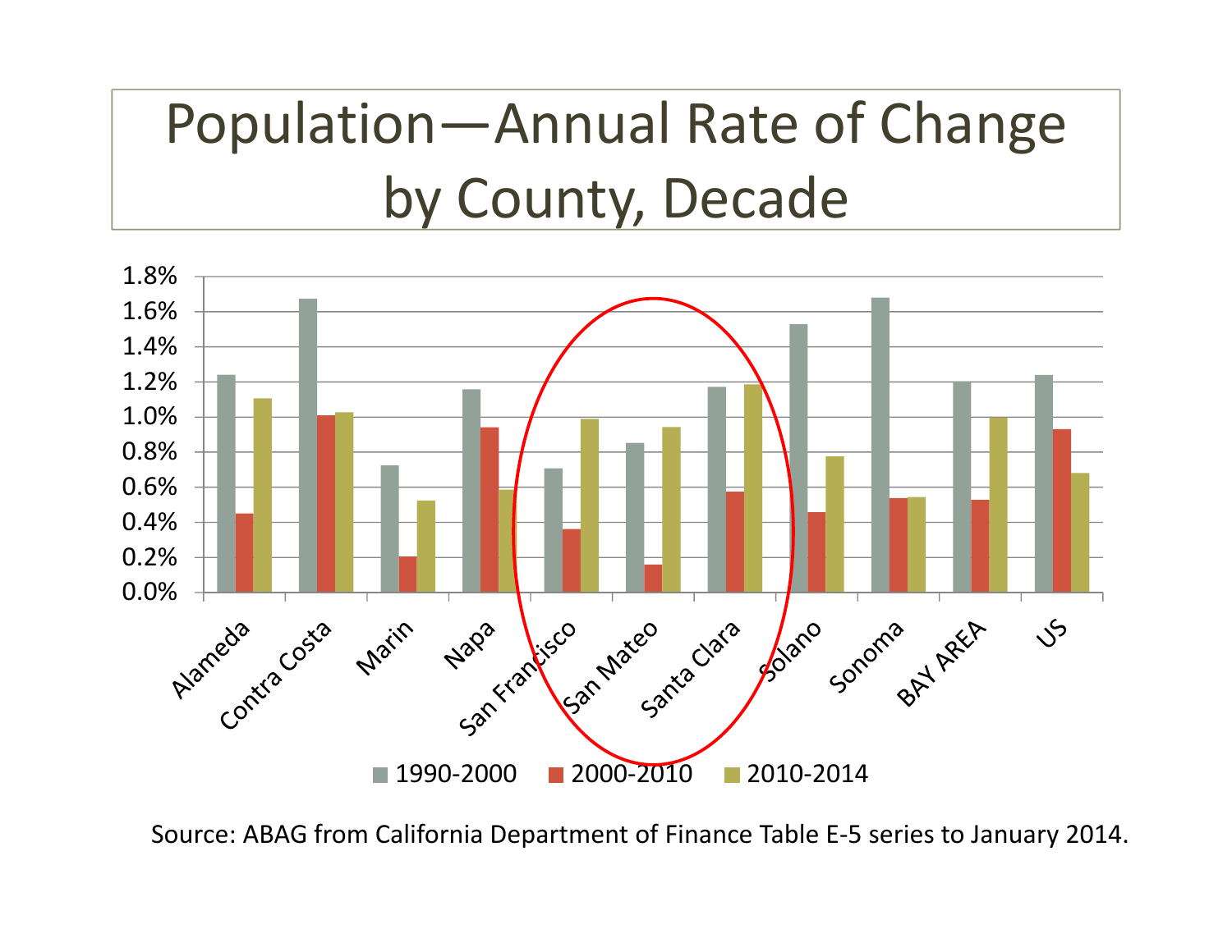# Population—Annual Rate of Change by County, Decade

| | 1990-2000 | 2000-2010 | 2010-2014 |
|---|---|---|---|
| Alameda | 1.24% | 0.45% | 1.11% |
| Contra Costa | 1.68% | 1.01% | 1.03% |
| Marin | 0.72% | 0.20% | 0.52% |
| Napa | 1.16% | 0.94% | 0.59% |
| San Francisco | 0.71% | 0.36% | 0.99% |
| San Mateo | 0.85% | 0.16% | 0.94% |
| Santa Clara | 1.17% | 0.57% | 1.18% |
| Solano | 1.53% | 0.46% | 0.78% |
| Sonoma | 1.68% | 0.54% | 0.55% |
| BAY AREA | 1.20% | 0.53% | 1.00% |
| US | 1.24% | 0.93% | 0.68% |

Source: ABAG from California Department of Finance Table E-5 series to January 2014.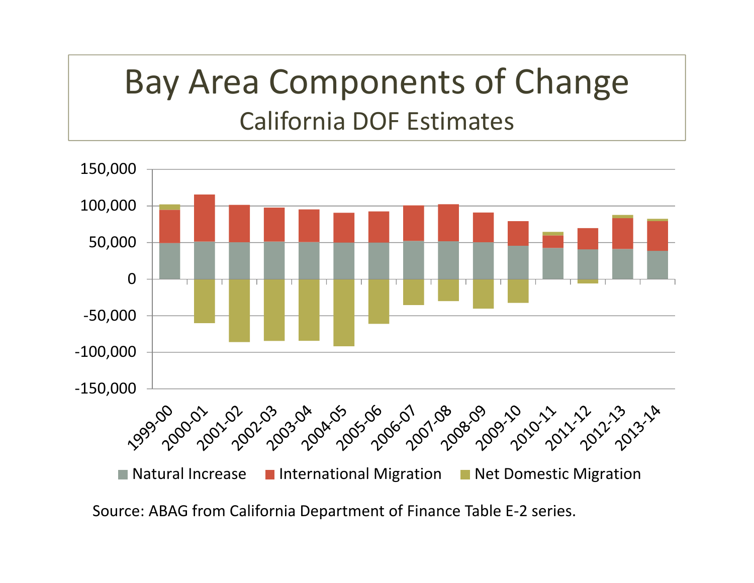# Bay Area Components of Change

## California DOF Estimates

Source: ABAG from California Department of Finance Table E-2 series.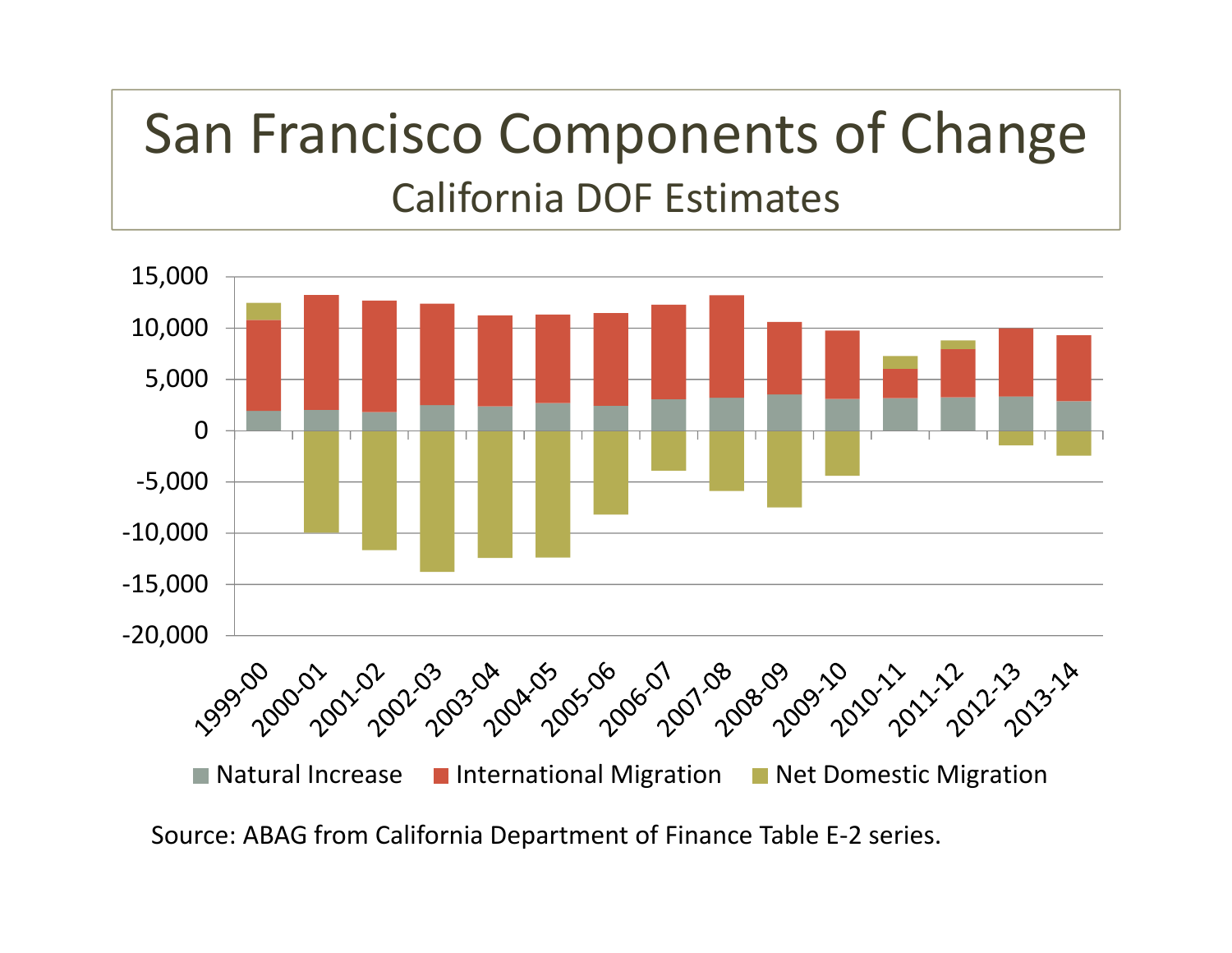# San Francisco Components of Change

## California DOF Estimates

Source: ABAG from California Department of Finance Table E-2 series.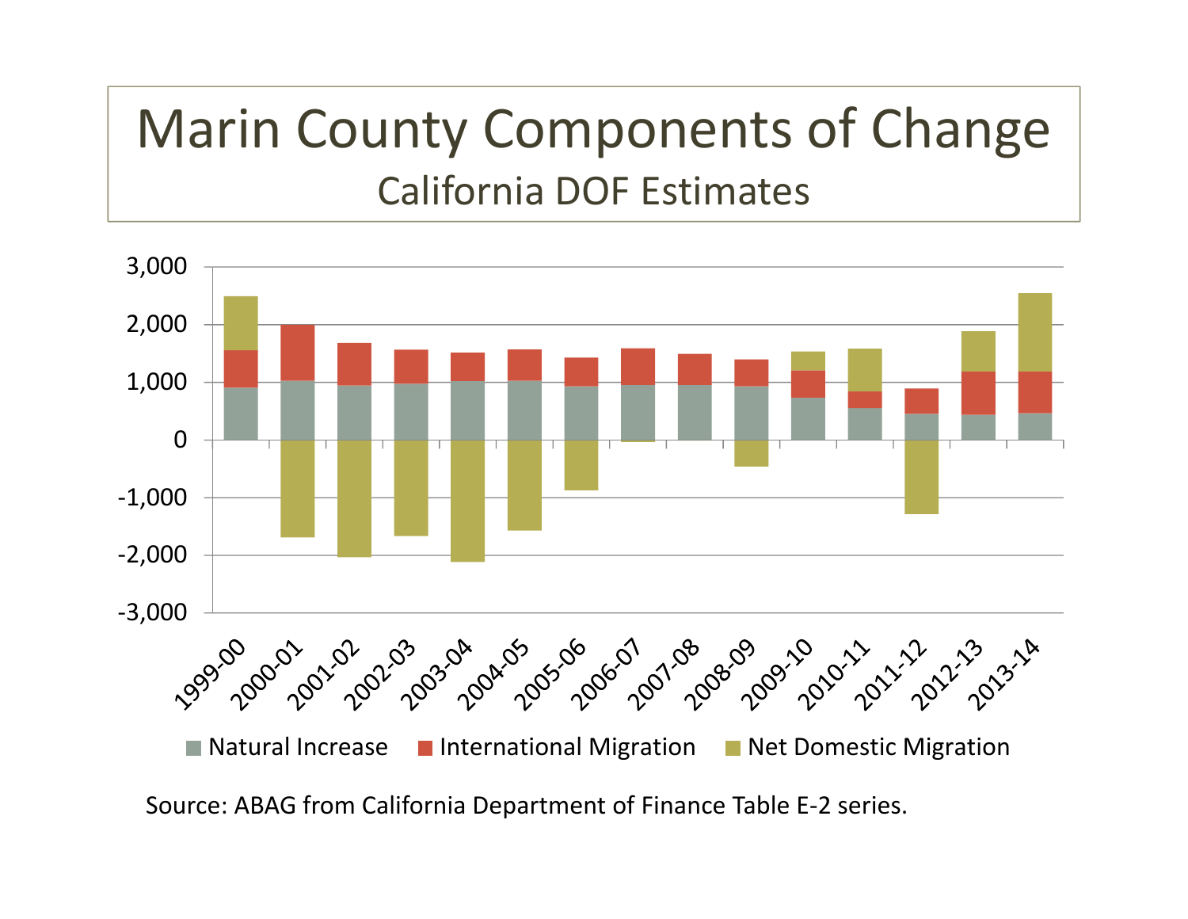# Marin County Components of Change

## California DOF Estimates

Source: ABAG from California Department of Finance Table E-2 series.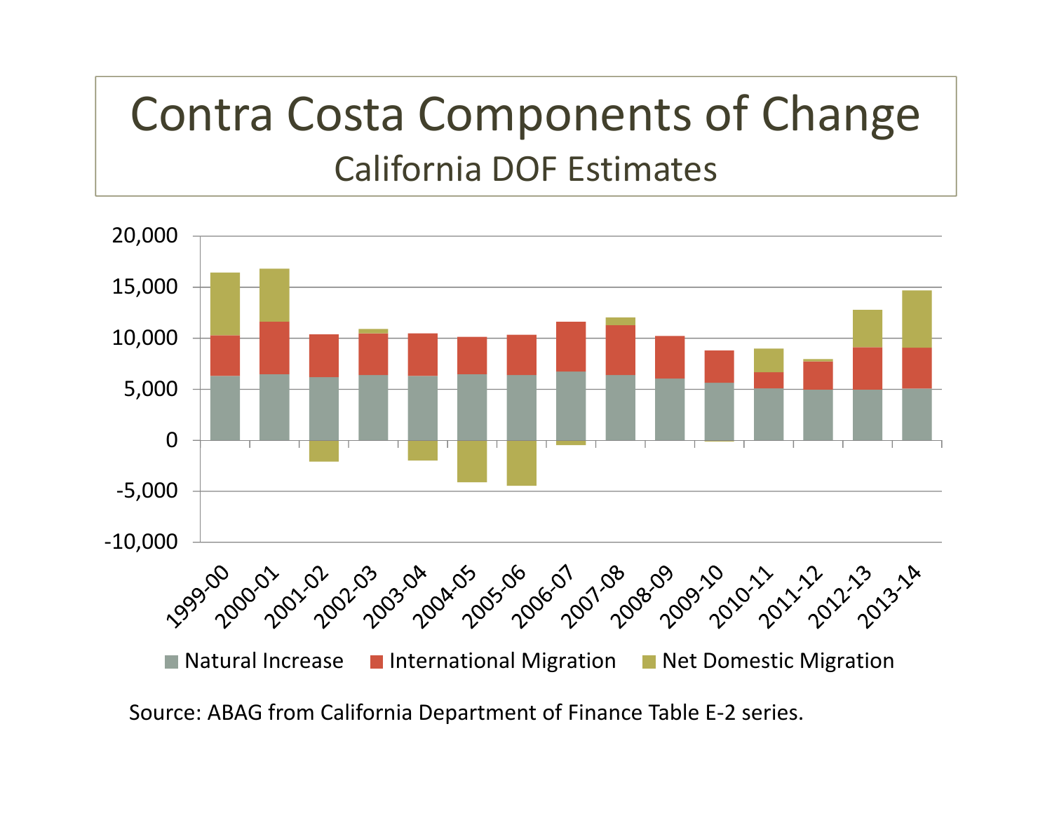# Contra Costa Components of Change

## California DOF Estimates

Source: ABAG from California Department of Finance Table E-2 series.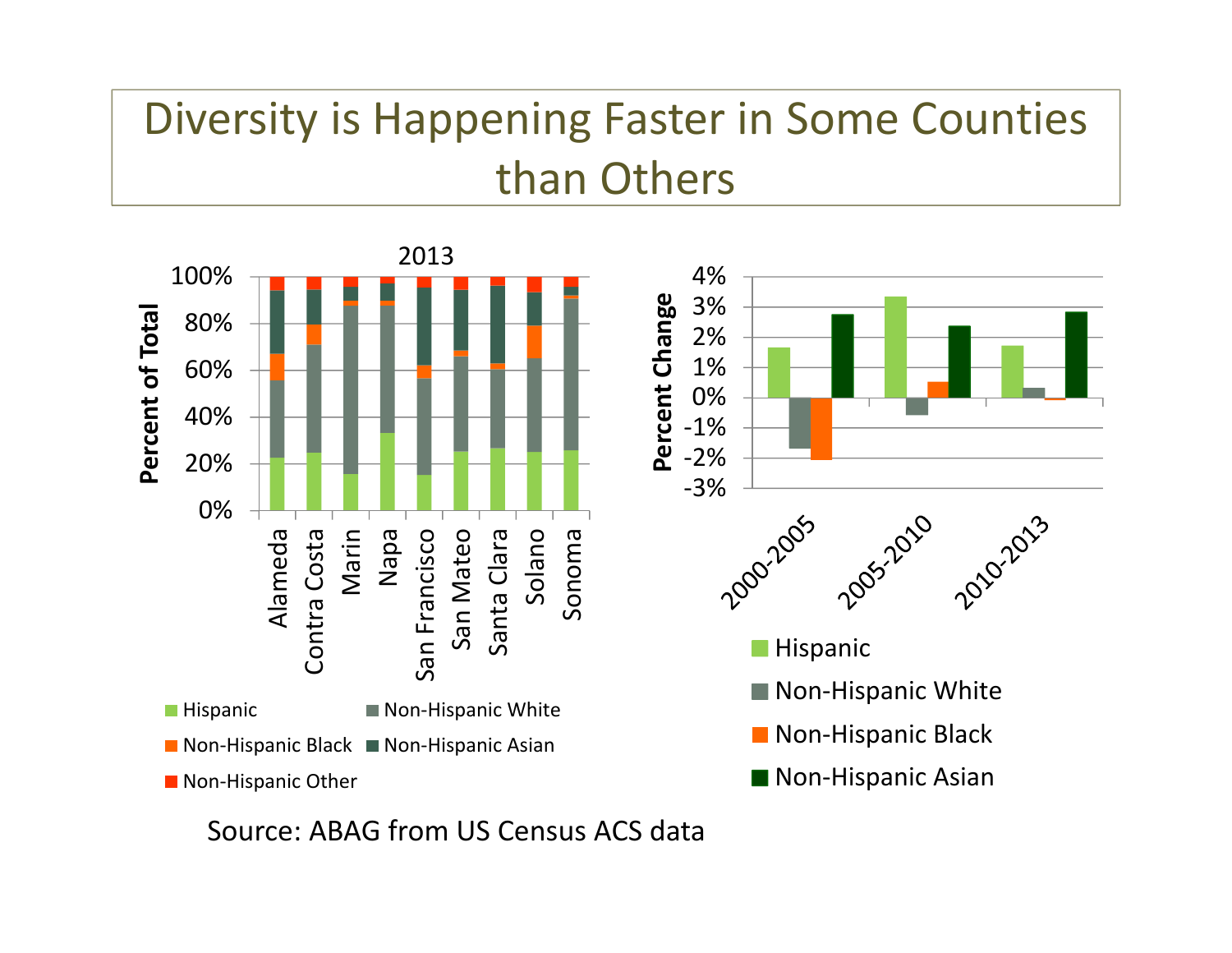# Diversity is Happening Faster in Some Counties than Others

2013

Percent of Total

100%
80%
60%
40%
20%
0%

Alameda, Contra Costa, Marin, Napa, San Francisco, San Mateo, Santa Clara, Solano, Sonoma

- Hispanic
- Non-Hispanic White
- Non-Hispanic Black
- Non-Hispanic Asian
- Non-Hispanic Other

Percent Change

4%
3%
2%
1%
0%
-1%
-2%
-3%

2000-2005, 2005-2010, 2010-2013

- Hispanic
- Non-Hispanic White
- Non-Hispanic Black
- Non-Hispanic Asian

Source: ABAG from US Census ACS data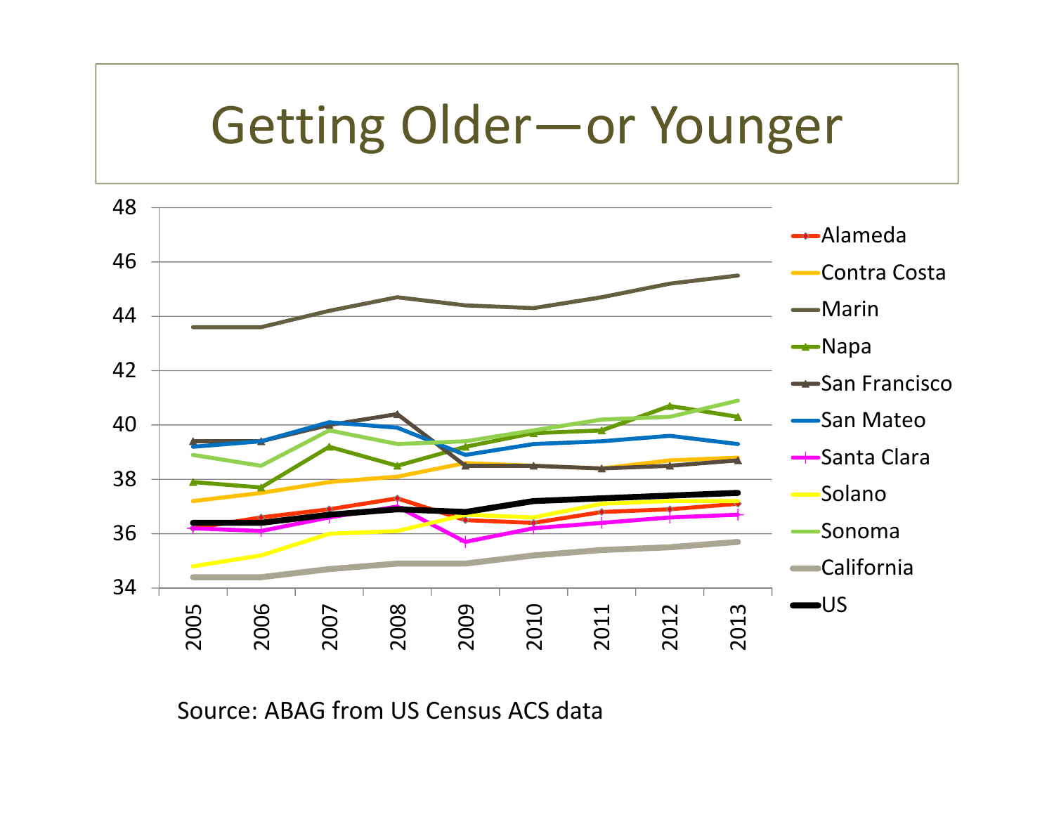# Getting Older—or Younger

Source: ABAG from US Census ACS data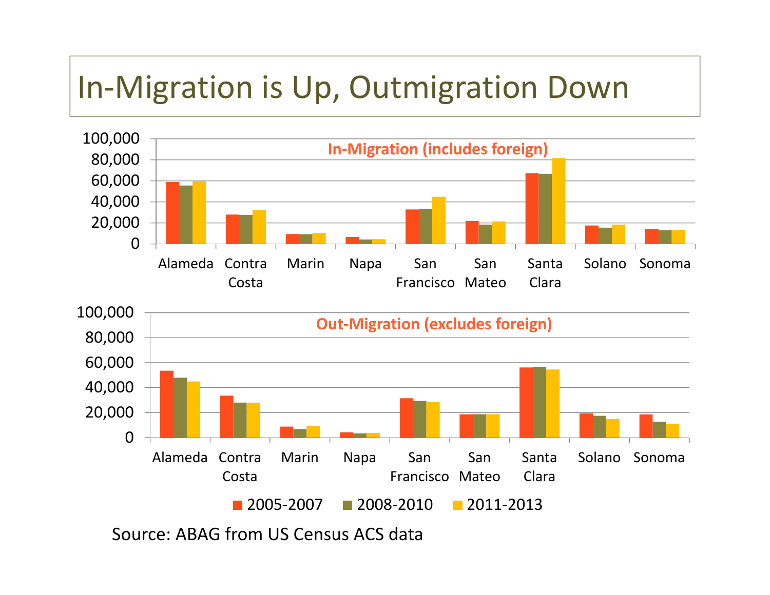# In-Migration is Up, Outmigration Down

**In-Migration (includes foreign)**

**Out-Migration (excludes foreign)**

Legend: 2005-2007, 2008-2010, 2011-2013

Counties: Alameda, Contra Costa, Marin, Napa, San Francisco, San Mateo, Santa Clara, Solano, Sonoma

Source: ABAG from US Census ACS data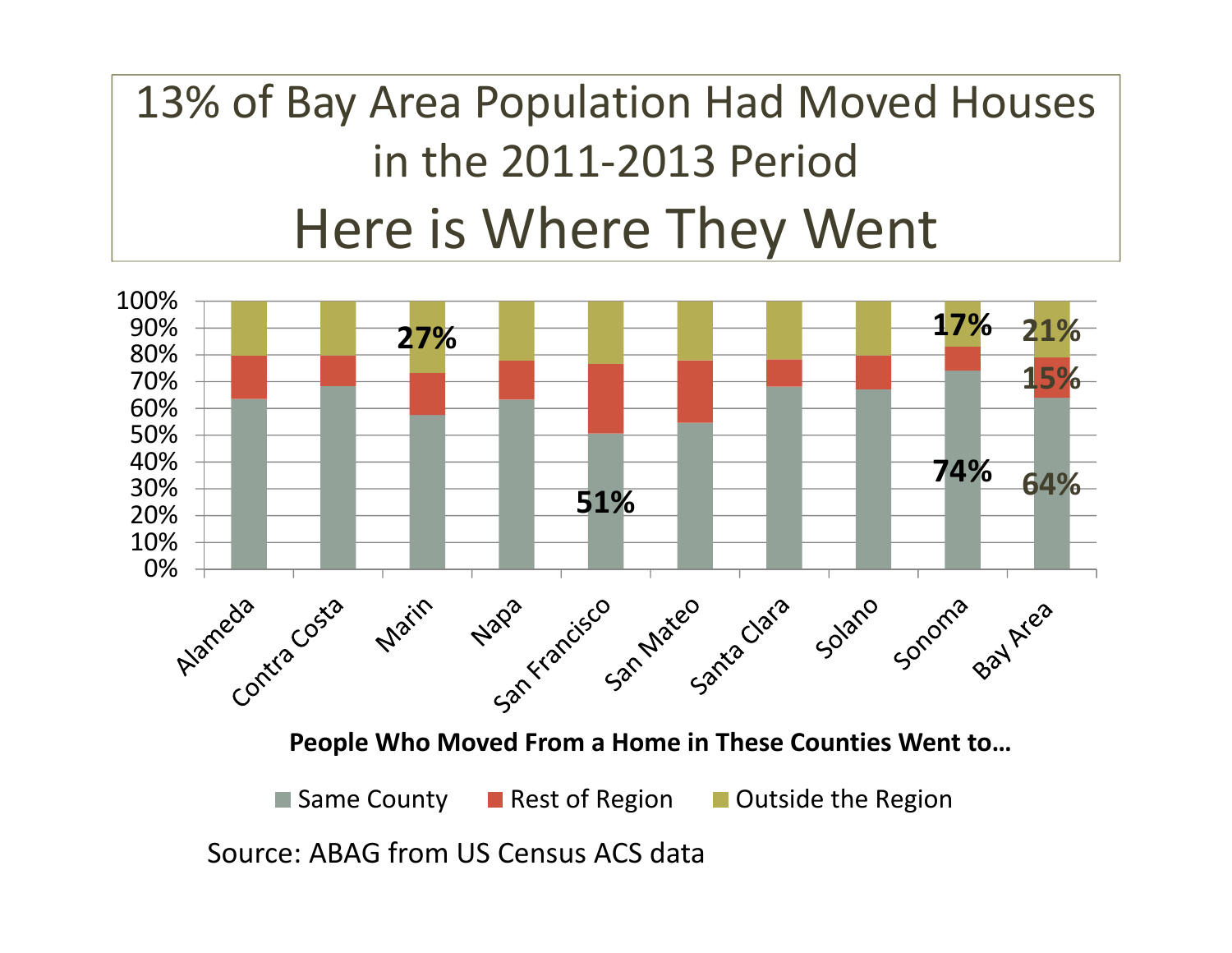# 13% of Bay Area Population Had Moved Houses in the 2011-2013 Period

## Here is Where They Went

| County | Same County | Rest of Region | Outside the Region |
|---|---|---|---|
| Alameda | | | |
| Contra Costa | | | |
| Marin | | | 27% |
| Napa | | | |
| San Francisco | 51% | | |
| San Mateo | | | |
| Santa Clara | | | |
| Solano | | | |
| Sonoma | 74% | | 17% |
| Bay Area | 64% | 15% | 21% |

**People Who Moved From a Home in These Counties Went to…**

Same County | Rest of Region | Outside the Region

Source: ABAG from US Census ACS data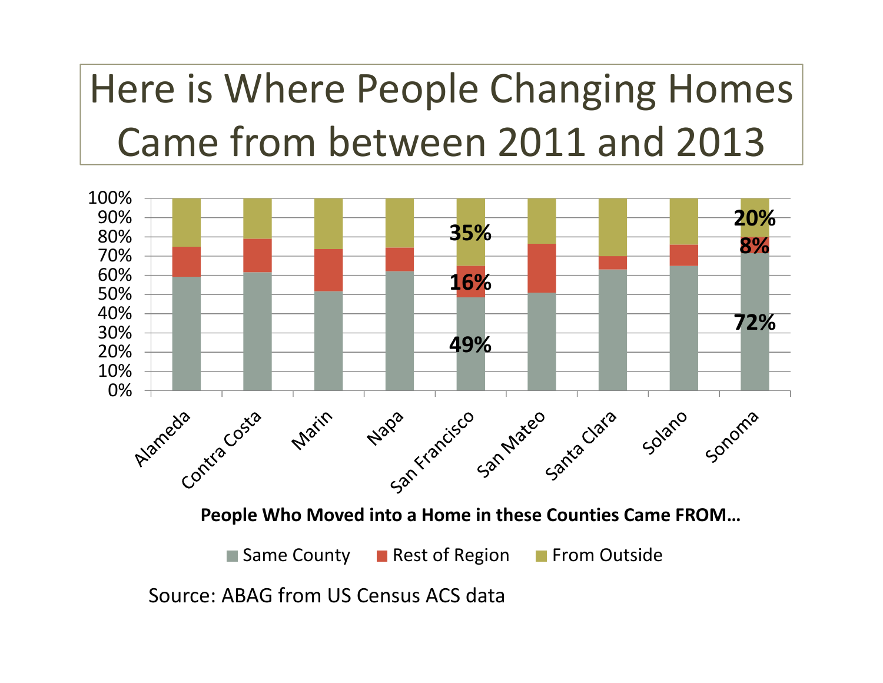# Here is Where People Changing Homes Came from between 2011 and 2013

People Who Moved into a Home in these Counties Came FROM…

| County | Same County | Rest of Region | From Outside |
|---|---|---|---|
| San Francisco | 49% | 16% | 35% |
| Sonoma | 72% | 8% | 20% |

Counties shown: Alameda, Contra Costa, Marin, Napa, San Francisco, San Mateo, Santa Clara, Solano, Sonoma

Legend: Same County, Rest of Region, From Outside

Source: ABAG from US Census ACS data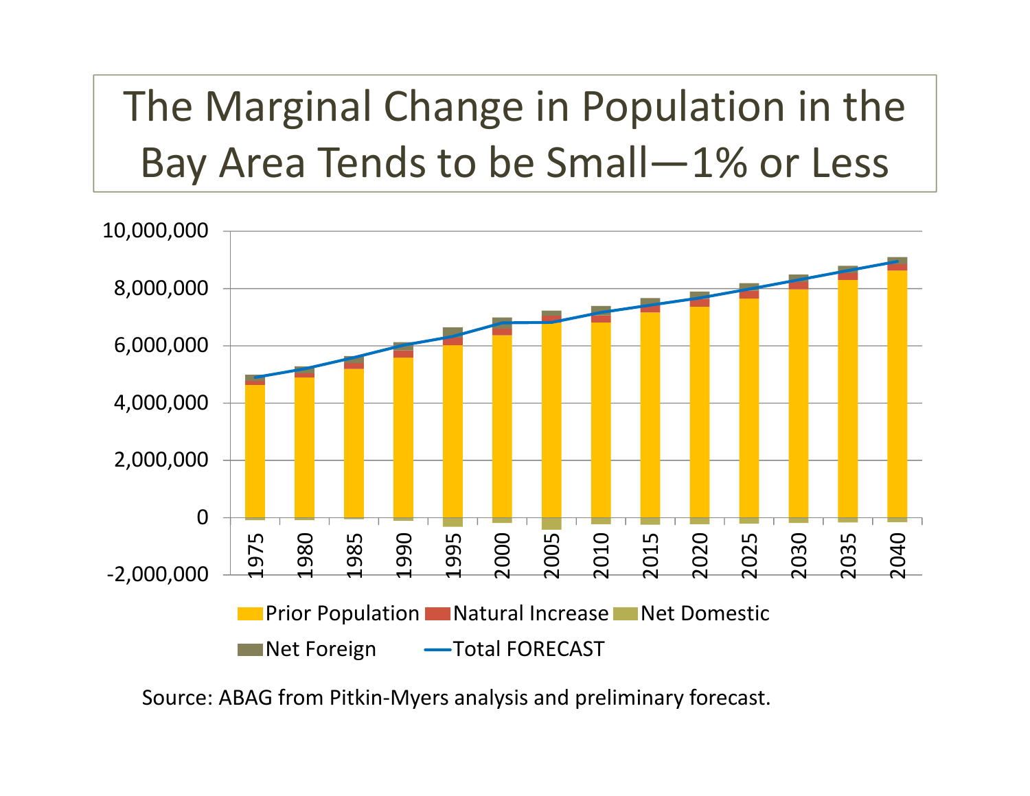# The Marginal Change in Population in the Bay Area Tends to be Small—1% or Less

Source: ABAG from Pitkin-Myers analysis and preliminary forecast.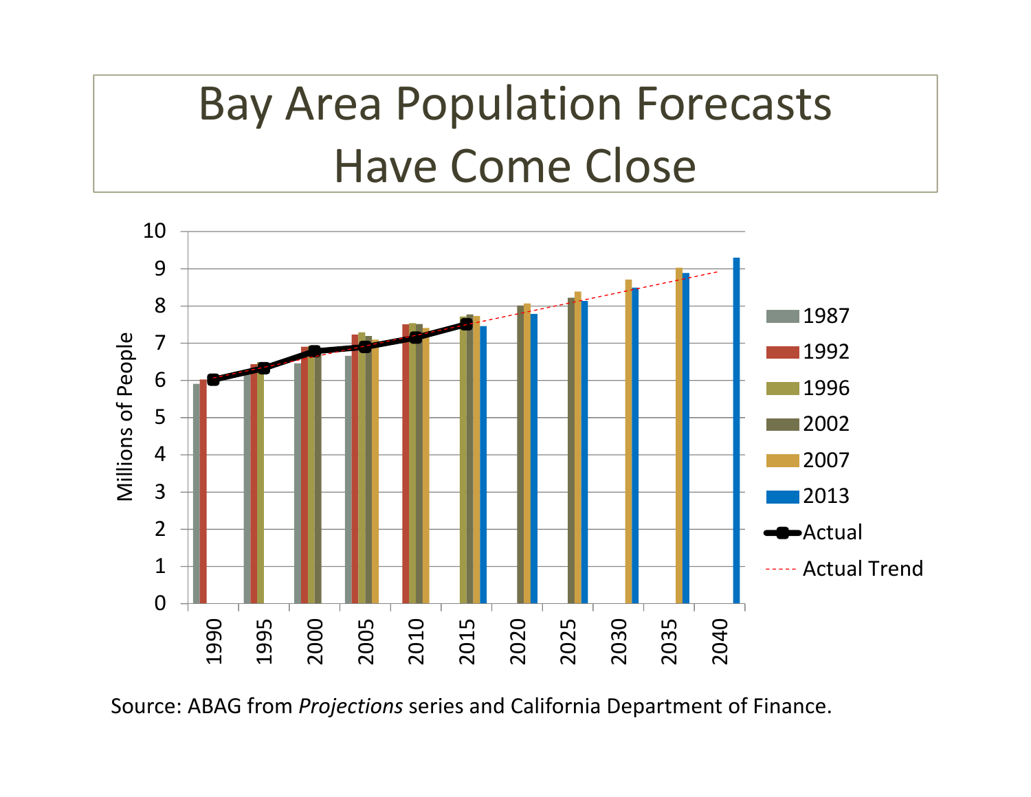# Bay Area Population Forecasts Have Come Close

Source: ABAG from *Projections* series and California Department of Finance.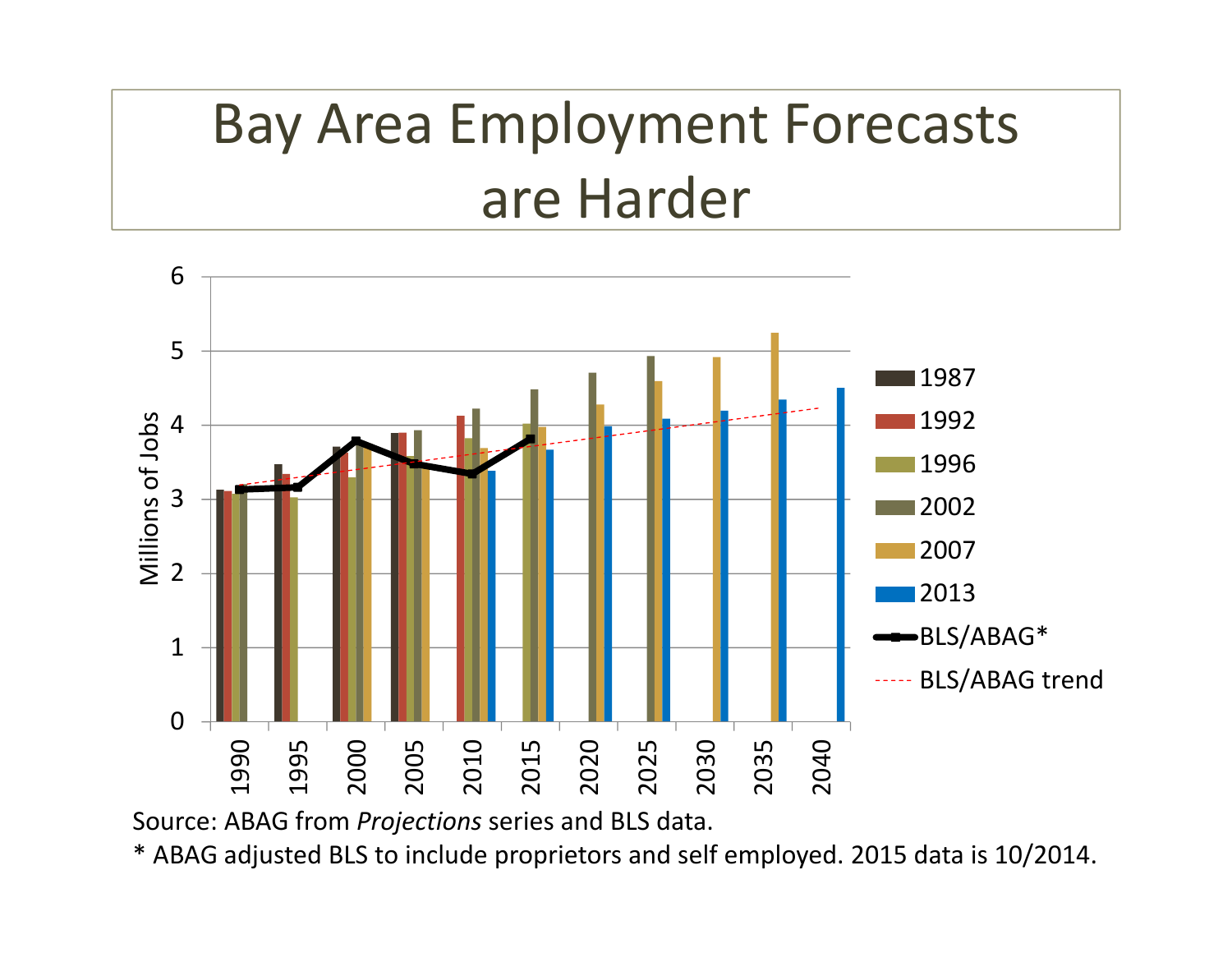# Bay Area Employment Forecasts are Harder

Source: ABAG from *Projections* series and BLS data.

* ABAG adjusted BLS to include proprietors and self employed. 2015 data is 10/2014.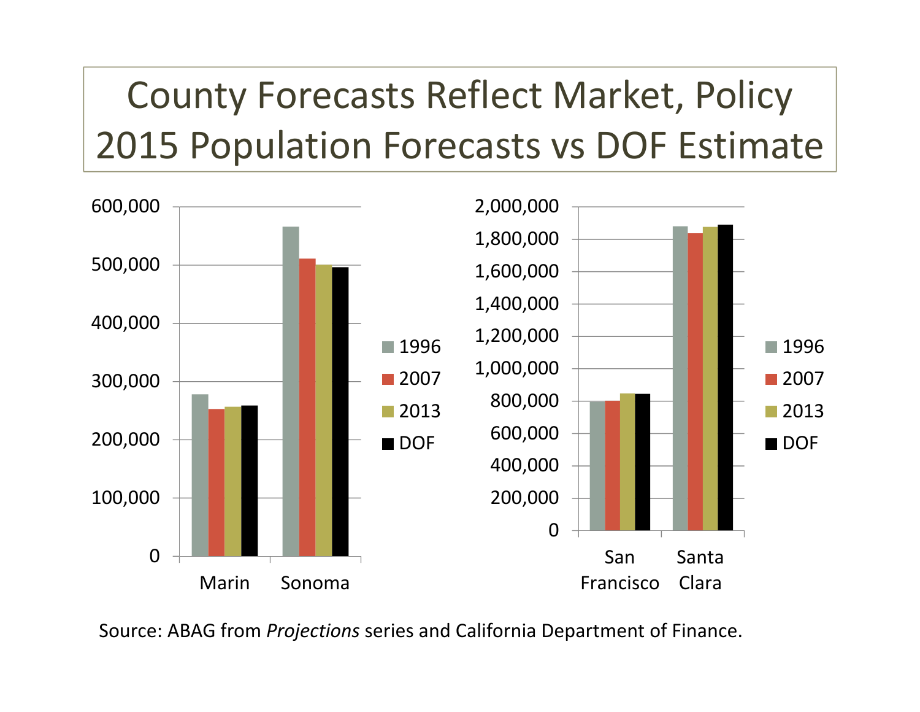# County Forecasts Reflect Market, Policy
# 2015 Population Forecasts vs DOF Estimate

Source: ABAG from *Projections* series and California Department of Finance.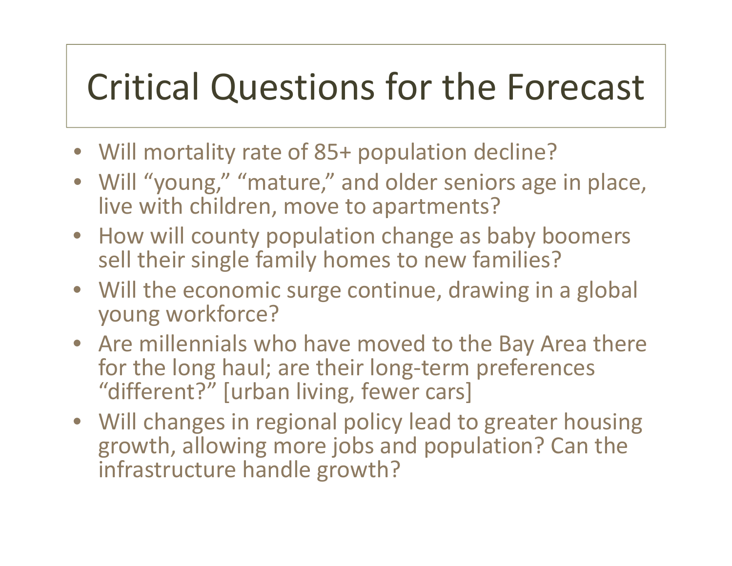# Critical Questions for the Forecast

- Will mortality rate of 85+ population decline?
- Will “young,” “mature,” and older seniors age in place, live with children, move to apartments?
- How will county population change as baby boomers sell their single family homes to new families?
- Will the economic surge continue, drawing in a global young workforce?
- Are millennials who have moved to the Bay Area there for the long haul; are their long-term preferences “different?” [urban living, fewer cars]
- Will changes in regional policy lead to greater housing growth, allowing more jobs and population? Can the infrastructure handle growth?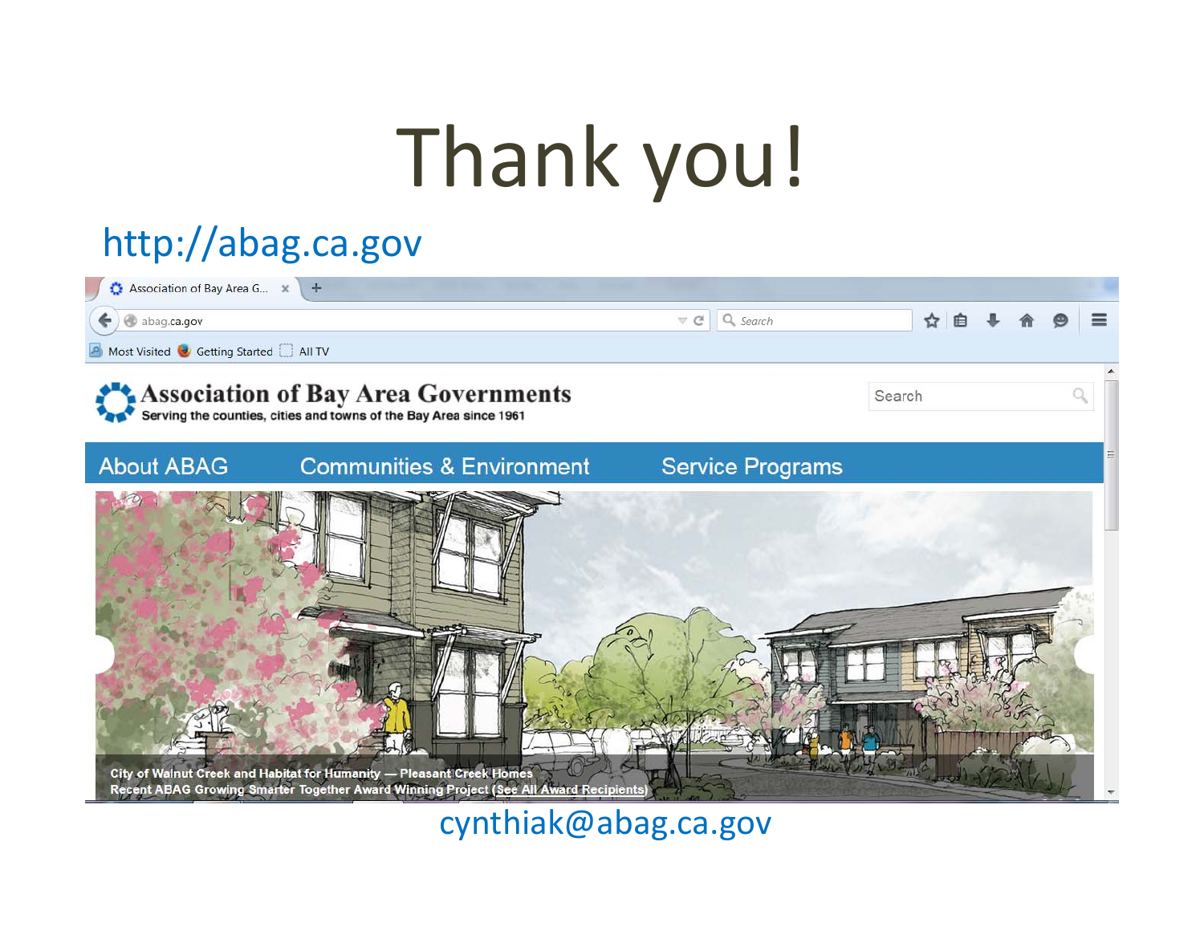# Thank you!

http://abag.ca.gov

cynthiak@abag.ca.gov